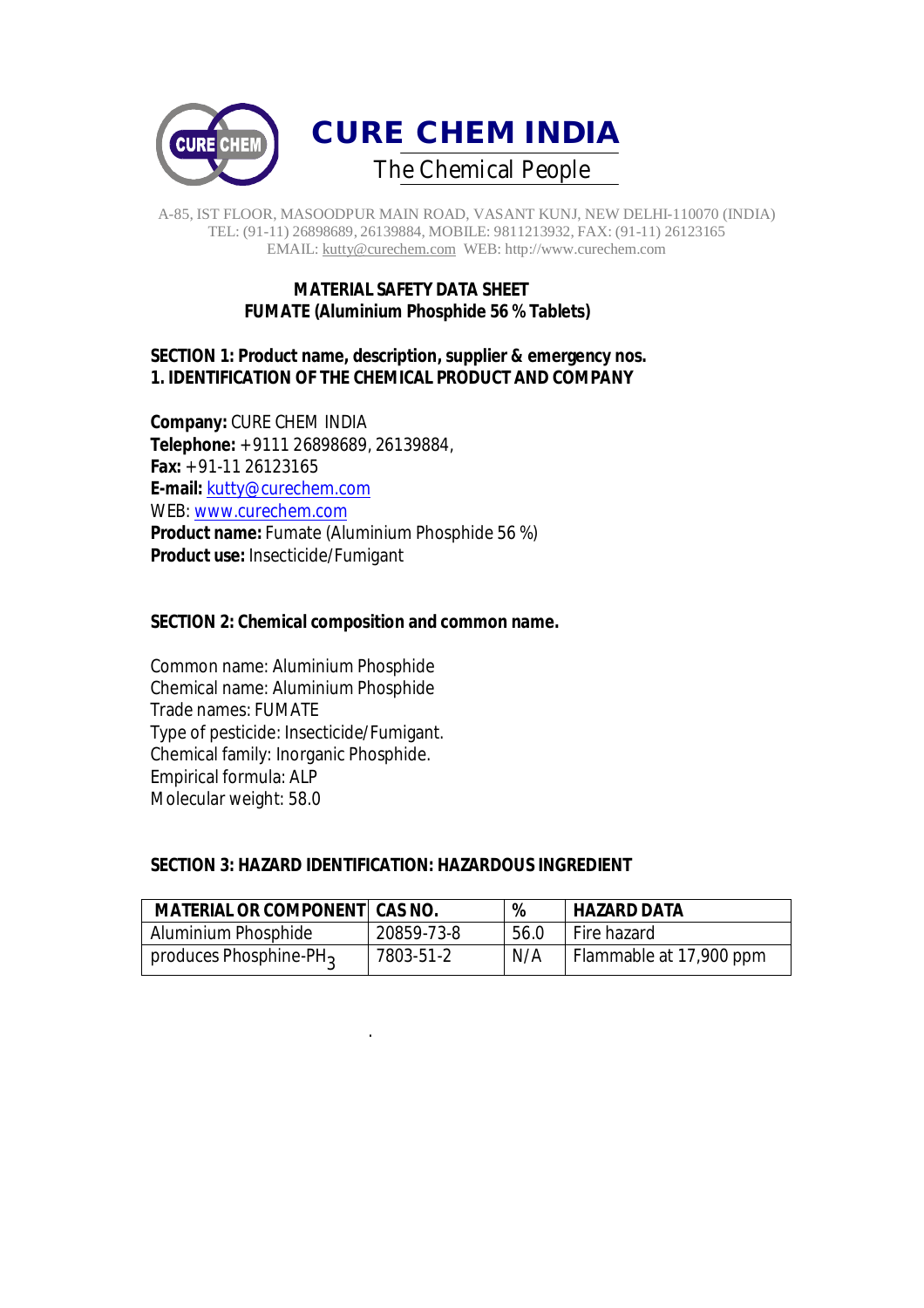# CURE CHEM INDIA

The Chemical People

A-85, IST FLOOR, MASOODPUR MAIN ROAD, VASANT KUNJ, NEW DELHI-110070 (INDIA)
TEL: (91-11) 26898689, 26139884, MOBILE: 9811213932, FAX: (91-11) 26123165
EMAIL: kutty@curechem.com WEB: http://www.curechem.com

## MATERIAL SAFETY DATA SHEET
## FUMATE (Aluminium Phosphide 56 % Tablets)

### SECTION 1: Product name, description, supplier & emergency nos.
### 1. IDENTIFICATION OF THE CHEMICAL PRODUCT AND COMPANY

**Company:** CURE CHEM INDIA
**Telephone:** +9111 26898689, 26139884,
**Fax:** +91-11 26123165
**E-mail:** kutty@curechem.com
WEB: www.curechem.com
**Product name:** Fumate (Aluminium Phosphide 56 %)
**Product use:** Insecticide/Fumigant

### SECTION 2: Chemical composition and common name.

Common name: Aluminium Phosphide
Chemical name: Aluminium Phosphide
Trade names: FUMATE
Type of pesticide: Insecticide/Fumigant.
Chemical family: Inorganic Phosphide.
Empirical formula: ALP
Molecular weight: 58.0

### SECTION 3: HAZARD IDENTIFICATION: HAZARDOUS INGREDIENT

| MATERIAL OR COMPONENT | CAS NO. | % | HAZARD DATA |
|---|---|---|---|
| Aluminium Phosphide | 20859-73-8 | 56.0 | Fire hazard |
| produces Phosphine-$PH_3$ | 7803-51-2 | N/A | Flammable at 17,900 ppm |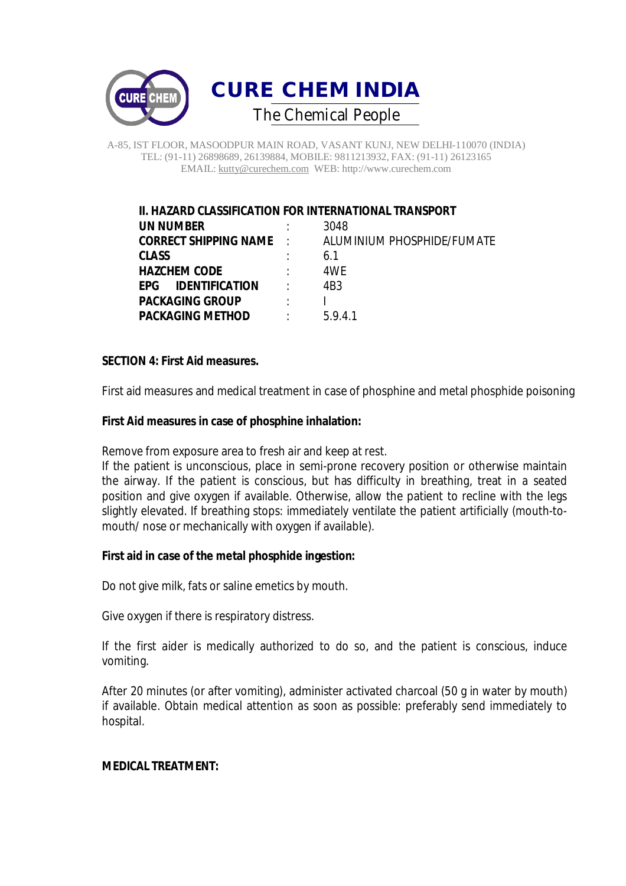# CURE CHEM INDIA

The Chemical People

A-85, IST FLOOR, MASOODPUR MAIN ROAD, VASANT KUNJ, NEW DELHI-110070 (INDIA)
TEL: (91-11) 26898689, 26139884, MOBILE: 9811213932, FAX: (91-11) 26123165
EMAIL: kutty@curechem.com WEB: http://www.curechem.com

## II. HAZARD CLASSIFICATION FOR INTERNATIONAL TRANSPORT

| | | |
|---|---|---|
| **UN NUMBER** | : | 3048 |
| **CORRECT SHIPPING NAME** | : | ALUMINIUM PHOSPHIDE/FUMATE |
| **CLASS** | : | 6.1 |
| **HAZCHEM CODE** | : | 4WE |
| **EPG IDENTIFICATION** | : | 4B3 |
| **PACKAGING GROUP** | : | I |
| **PACKAGING METHOD** | : | 5.9.4.1 |

**SECTION 4: First Aid measures.**

First aid measures and medical treatment in case of phosphine and metal phosphide poisoning

**First Aid measures in case of phosphine inhalation:**

Remove from exposure area to fresh air and keep at rest.
If the patient is unconscious, place in semi-prone recovery position or otherwise maintain the airway. If the patient is conscious, but has difficulty in breathing, treat in a seated position and give oxygen if available. Otherwise, allow the patient to recline with the legs slightly elevated. If breathing stops: immediately ventilate the patient artificially (mouth-to-mouth/ nose or mechanically with oxygen if available).

**First aid in case of the metal phosphide ingestion:**

Do not give milk, fats or saline emetics by mouth.

Give oxygen if there is respiratory distress.

If the first aider is medically authorized to do so, and the patient is conscious, induce vomiting.

After 20 minutes (or after vomiting), administer activated charcoal (50 g in water by mouth) if available. Obtain medical attention as soon as possible: preferably send immediately to hospital.

**MEDICAL TREATMENT:**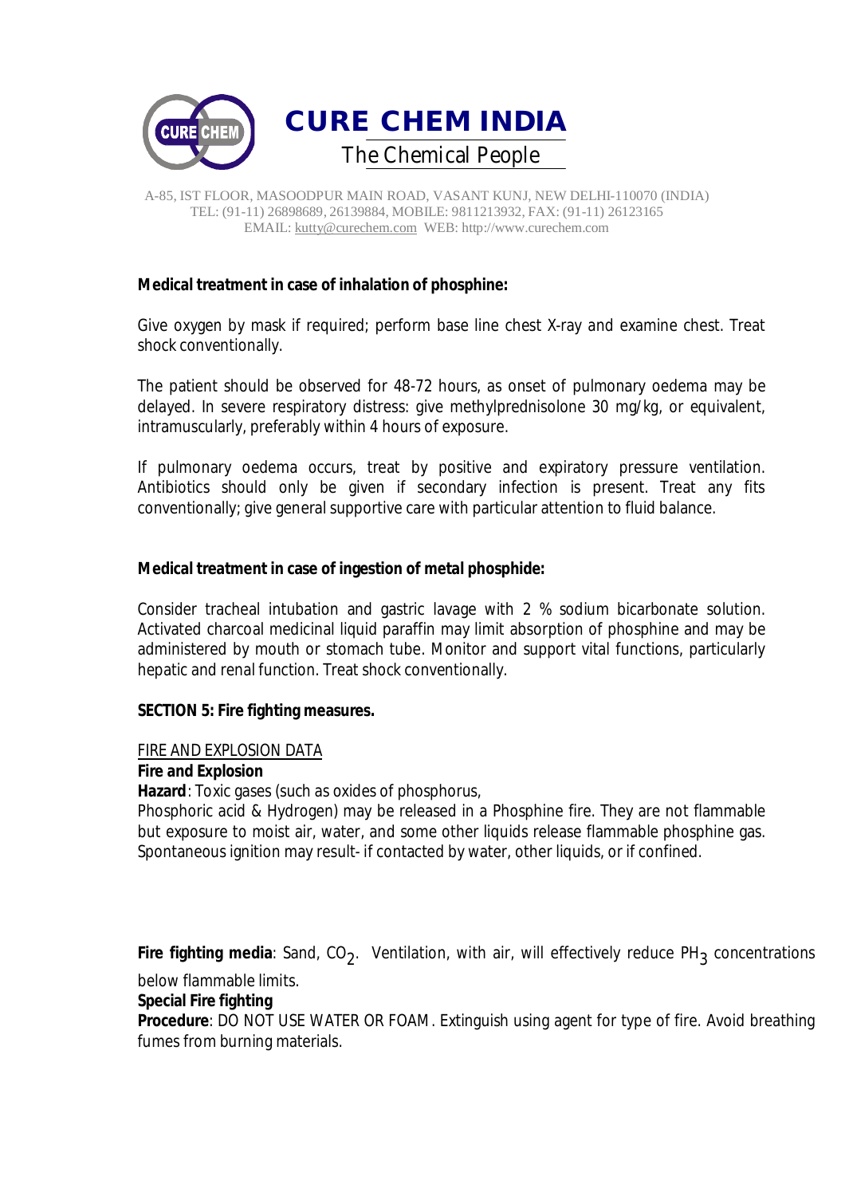**Medical treatment in case of inhalation of phosphine:**

Give oxygen by mask if required; perform base line chest X-ray and examine chest. Treat shock conventionally.

The patient should be observed for 48-72 hours, as onset of pulmonary oedema may be delayed. In severe respiratory distress: give methylprednisolone 30 mg/kg, or equivalent, intramuscularly, preferably within 4 hours of exposure.

If pulmonary oedema occurs, treat by positive and expiratory pressure ventilation. Antibiotics should only be given if secondary infection is present. Treat any fits conventionally; give general supportive care with particular attention to fluid balance.

**Medical treatment in case of ingestion of metal phosphide:**

Consider tracheal intubation and gastric lavage with 2 % sodium bicarbonate solution. Activated charcoal medicinal liquid paraffin may limit absorption of phosphine and may be administered by mouth or stomach tube. Monitor and support vital functions, particularly hepatic and renal function. Treat shock conventionally.

**SECTION 5: Fire fighting measures.**

FIRE AND EXPLOSION DATA

**Fire and Explosion**

**Hazard**: Toxic gases (such as oxides of phosphorus, Phosphoric acid & Hydrogen) may be released in a Phosphine fire. They are not flammable but exposure to moist air, water, and some other liquids release flammable phosphine gas. Spontaneous ignition may result- if contacted by water, other liquids, or if confined.

**Fire fighting media**: Sand, $CO_2$. Ventilation, with air, will effectively reduce $PH_3$ concentrations below flammable limits.

**Special Fire fighting**

**Procedure**: DO NOT USE WATER OR FOAM. Extinguish using agent for type of fire. Avoid breathing fumes from burning materials.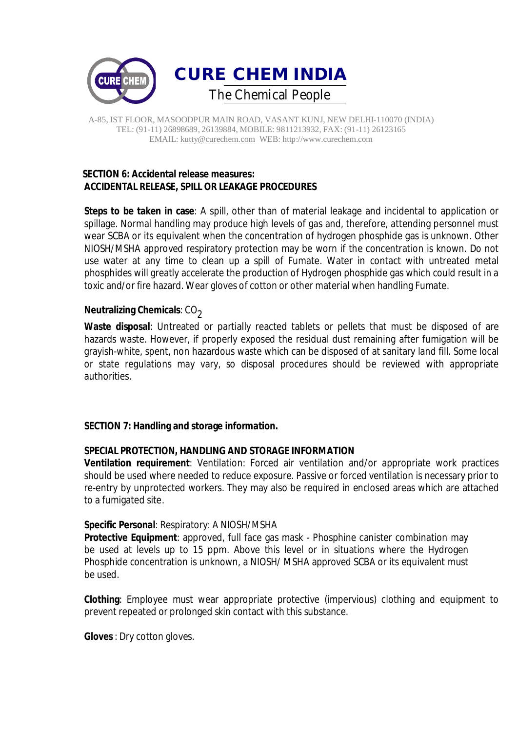# CURE CHEM INDIA

The Chemical People

A-85, IST FLOOR, MASOODPUR MAIN ROAD, VASANT KUNJ, NEW DELHI-110070 (INDIA)
TEL: (91-11) 26898689, 26139884, MOBILE: 9811213932, FAX: (91-11) 26123165
EMAIL: kutty@curechem.com WEB: http://www.curechem.com

## SECTION 6: Accidental release measures:

### ACCIDENTAL RELEASE, SPILL OR LEAKAGE PROCEDURES

**Steps to be taken in case**: A spill, other than of material leakage and incidental to application or spillage. Normal handling may produce high levels of gas and, therefore, attending personnel must wear SCBA or its equivalent when the concentration of hydrogen phosphide gas is unknown. Other NIOSH/MSHA approved respiratory protection may be worn if the concentration is known. Do not use water at any time to clean up a spill of Fumate. Water in contact with untreated metal phosphides will greatly accelerate the production of Hydrogen phosphide gas which could result in a toxic and/or fire hazard. Wear gloves of cotton or other material when handling Fumate.

**Neutralizing Chemicals**: $CO_2$

**Waste disposal**: Untreated or partially reacted tablets or pellets that must be disposed of are hazards waste. However, if properly exposed the residual dust remaining after fumigation will be grayish-white, spent, non hazardous waste which can be disposed of at sanitary land fill. Some local or state regulations may vary, so disposal procedures should be reviewed with appropriate authorities.

## SECTION 7: Handling and storage information.

### SPECIAL PROTECTION, HANDLING AND STORAGE INFORMATION

**Ventilation requirement**: Ventilation: Forced air ventilation and/or appropriate work practices should be used where needed to reduce exposure. Passive or forced ventilation is necessary prior to re-entry by unprotected workers. They may also be required in enclosed areas which are attached to a fumigated site.

**Specific Personal**: Respiratory: A NIOSH/MSHA

**Protective Equipment**: approved, full face gas mask - Phosphine canister combination may be used at levels up to 15 ppm. Above this level or in situations where the Hydrogen Phosphide concentration is unknown, a NIOSH/ MSHA approved SCBA or its equivalent must be used.

**Clothing**: Employee must wear appropriate protective (impervious) clothing and equipment to prevent repeated or prolonged skin contact with this substance.

**Gloves** : Dry cotton gloves.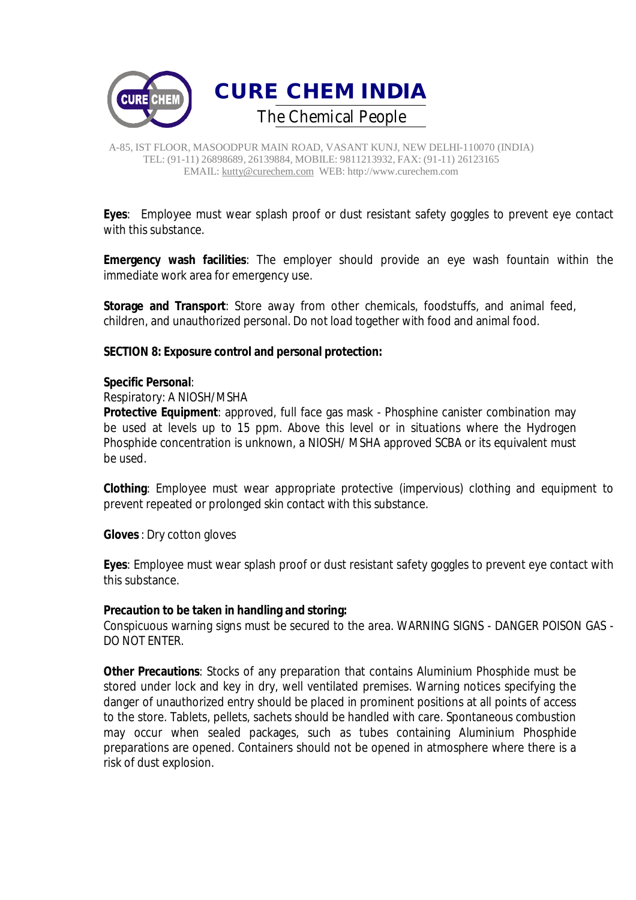**Eyes**: Employee must wear splash proof or dust resistant safety goggles to prevent eye contact with this substance.

**Emergency wash facilities**: The employer should provide an eye wash fountain within the immediate work area for emergency use.

**Storage and Transport**: Store away from other chemicals, foodstuffs, and animal feed, children, and unauthorized personal. Do not load together with food and animal food.

**SECTION 8: Exposure control and personal protection:**

**Specific Personal**:
Respiratory: A NIOSH/MSHA
**Protective Equipment**: approved, full face gas mask - Phosphine canister combination may be used at levels up to 15 ppm. Above this level or in situations where the Hydrogen Phosphide concentration is unknown, a NIOSH/ MSHA approved SCBA or its equivalent must be used.

**Clothing**: Employee must wear appropriate protective (impervious) clothing and equipment to prevent repeated or prolonged skin contact with this substance.

**Gloves** : Dry cotton gloves

**Eyes**: Employee must wear splash proof or dust resistant safety goggles to prevent eye contact with this substance.

**Precaution to be taken in handling and storing:**
Conspicuous warning signs must be secured to the area. WARNING SIGNS - DANGER POISON GAS - DO NOT ENTER.

**Other Precautions**: Stocks of any preparation that contains Aluminium Phosphide must be stored under lock and key in dry, well ventilated premises. Warning notices specifying the danger of unauthorized entry should be placed in prominent positions at all points of access to the store. Tablets, pellets, sachets should be handled with care. Spontaneous combustion may occur when sealed packages, such as tubes containing Aluminium Phosphide preparations are opened. Containers should not be opened in atmosphere where there is a risk of dust explosion.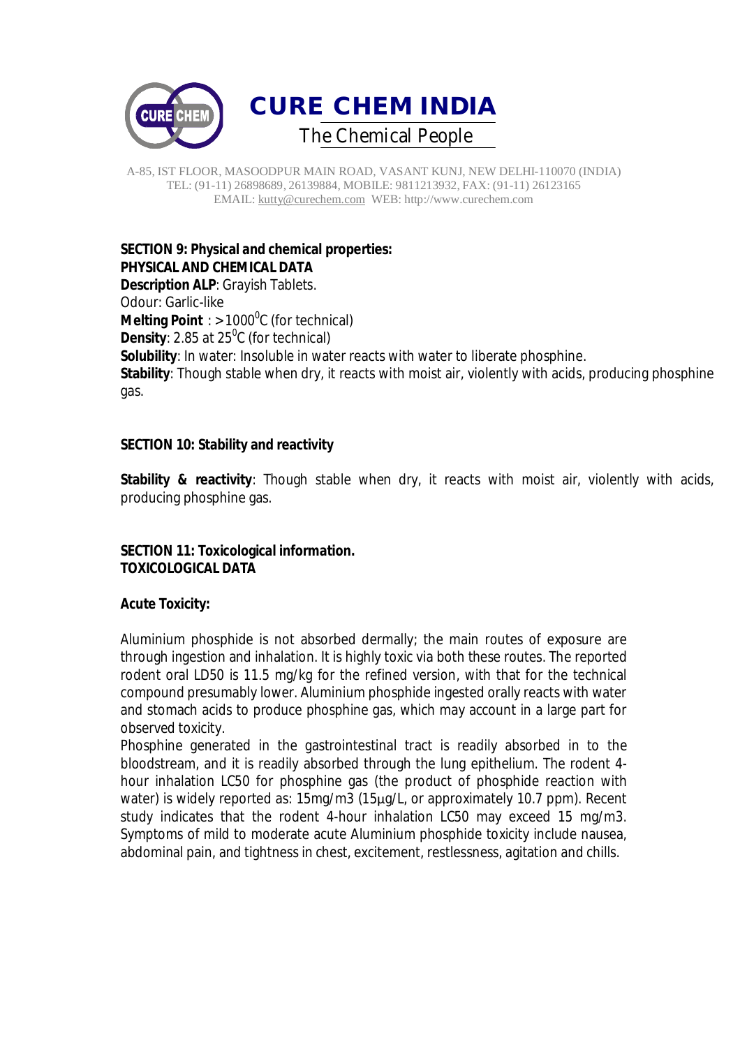**SECTION 9: Physical and chemical properties:**
**PHYSICAL AND CHEMICAL DATA**
**Description ALP**: Grayish Tablets.
Odour: Garlic-like
**Melting Point** : >1000$^0$C (for technical)
**Density**: 2.85 at 25$^0$C (for technical)
**Solubility**: In water: Insoluble in water reacts with water to liberate phosphine.
**Stability**: Though stable when dry, it reacts with moist air, violently with acids, producing phosphine gas.

**SECTION 10: Stability and reactivity**

**Stability & reactivity**: Though stable when dry, it reacts with moist air, violently with acids, producing phosphine gas.

**SECTION 11: Toxicological information.**
**TOXICOLOGICAL DATA**

**Acute Toxicity:**

Aluminium phosphide is not absorbed dermally; the main routes of exposure are through ingestion and inhalation. It is highly toxic via both these routes. The reported rodent oral LD50 is 11.5 mg/kg for the refined version, with that for the technical compound presumably lower. Aluminium phosphide ingested orally reacts with water and stomach acids to produce phosphine gas, which may account in a large part for observed toxicity.
Phosphine generated in the gastrointestinal tract is readily absorbed in to the bloodstream, and it is readily absorbed through the lung epithelium. The rodent 4-hour inhalation LC50 for phosphine gas (the product of phosphide reaction with water) is widely reported as: 15mg/m3 (15µg/L, or approximately 10.7 ppm). Recent study indicates that the rodent 4-hour inhalation LC50 may exceed 15 mg/m3. Symptoms of mild to moderate acute Aluminium phosphide toxicity include nausea, abdominal pain, and tightness in chest, excitement, restlessness, agitation and chills.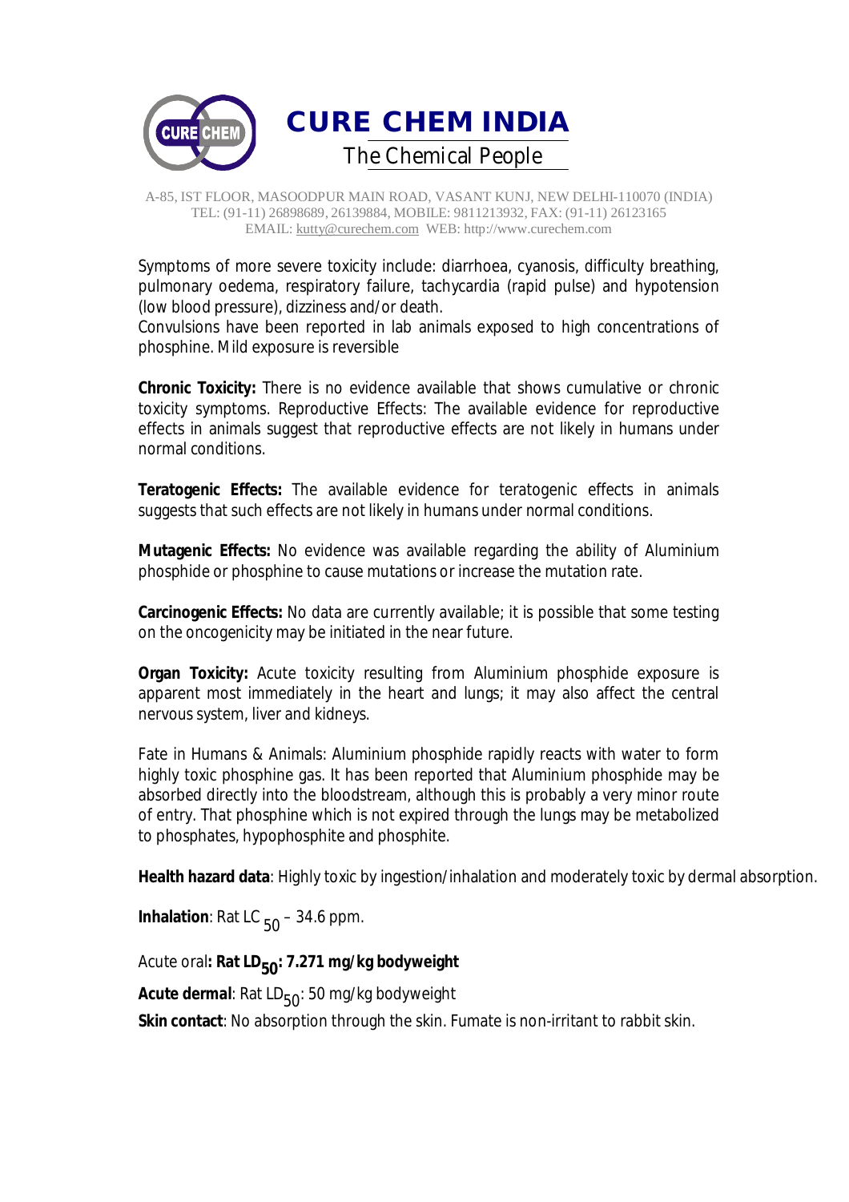Symptoms of more severe toxicity include: diarrhoea, cyanosis, difficulty breathing, pulmonary oedema, respiratory failure, tachycardia (rapid pulse) and hypotension (low blood pressure), dizziness and/or death.
Convulsions have been reported in lab animals exposed to high concentrations of phosphine. Mild exposure is reversible

**Chronic Toxicity:** There is no evidence available that shows cumulative or chronic toxicity symptoms. Reproductive Effects: The available evidence for reproductive effects in animals suggest that reproductive effects are not likely in humans under normal conditions.

**Teratogenic Effects:** The available evidence for teratogenic effects in animals suggests that such effects are not likely in humans under normal conditions.

**Mutagenic Effects:** No evidence was available regarding the ability of Aluminium phosphide or phosphine to cause mutations or increase the mutation rate.

**Carcinogenic Effects:** No data are currently available; it is possible that some testing on the oncogenicity may be initiated in the near future.

**Organ Toxicity:** Acute toxicity resulting from Aluminium phosphide exposure is apparent most immediately in the heart and lungs; it may also affect the central nervous system, liver and kidneys.

Fate in Humans & Animals: Aluminium phosphide rapidly reacts with water to form highly toxic phosphine gas. It has been reported that Aluminium phosphide may be absorbed directly into the bloodstream, although this is probably a very minor route of entry. That phosphine which is not expired through the lungs may be metabolized to phosphates, hypophosphite and phosphite.

**Health hazard data**: Highly toxic by ingestion/inhalation and moderately toxic by dermal absorption.

**Inhalation**: Rat $LC_{50}$ – 34.6 ppm.

Acute oral**: Rat $LD_{50}$: 7.271 mg/kg bodyweight**

**Acute dermal**: Rat $LD_{50}$: 50 mg/kg bodyweight

**Skin contact**: No absorption through the skin. Fumate is non-irritant to rabbit skin.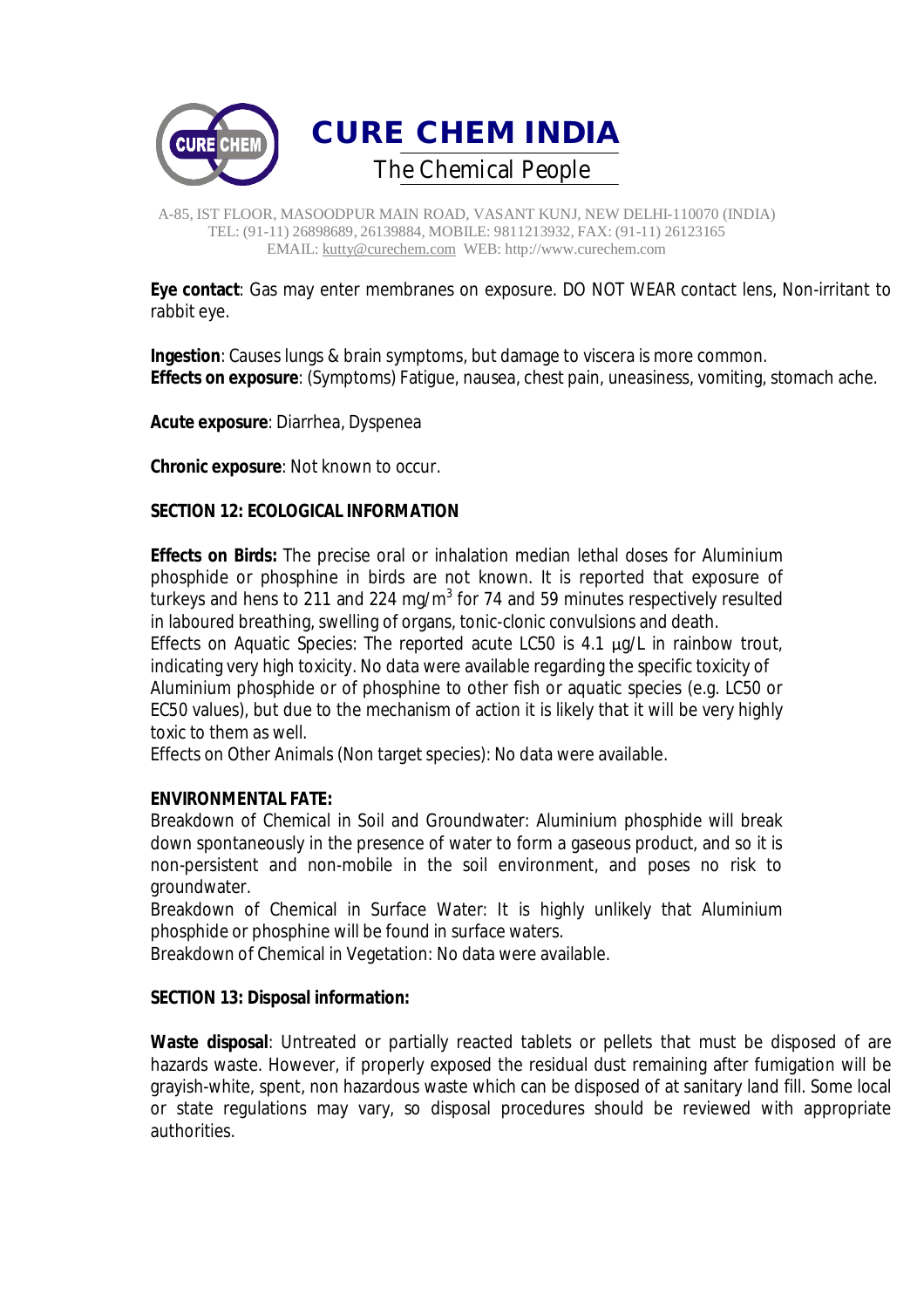**Eye contact**: Gas may enter membranes on exposure. DO NOT WEAR contact lens, Non-irritant to rabbit eye.

**Ingestion**: Causes lungs & brain symptoms, but damage to viscera is more common.
**Effects on exposure**: (Symptoms) Fatigue, nausea, chest pain, uneasiness, vomiting, stomach ache.

**Acute exposure**: Diarrhea, Dyspenea

**Chronic exposure**: Not known to occur.

## SECTION 12: ECOLOGICAL INFORMATION

**Effects on Birds:** The precise oral or inhalation median lethal doses for Aluminium phosphide or phosphine in birds are not known. It is reported that exposure of turkeys and hens to 211 and 224 mg/$m^3$ for 74 and 59 minutes respectively resulted in laboured breathing, swelling of organs, tonic-clonic convulsions and death.
Effects on Aquatic Species: The reported acute LC50 is 4.1 µg/L in rainbow trout, indicating very high toxicity. No data were available regarding the specific toxicity of Aluminium phosphide or of phosphine to other fish or aquatic species (e.g. LC50 or EC50 values), but due to the mechanism of action it is likely that it will be very highly toxic to them as well.
Effects on Other Animals (Non target species): No data were available.

**ENVIRONMENTAL FATE:**
Breakdown of Chemical in Soil and Groundwater: Aluminium phosphide will break down spontaneously in the presence of water to form a gaseous product, and so it is non-persistent and non-mobile in the soil environment, and poses no risk to groundwater.
Breakdown of Chemical in Surface Water: It is highly unlikely that Aluminium phosphide or phosphine will be found in surface waters.
Breakdown of Chemical in Vegetation: No data were available.

## SECTION 13: Disposal information:

**Waste disposal**: Untreated or partially reacted tablets or pellets that must be disposed of are hazards waste. However, if properly exposed the residual dust remaining after fumigation will be grayish-white, spent, non hazardous waste which can be disposed of at sanitary land fill. Some local or state regulations may vary, so disposal procedures should be reviewed with appropriate authorities.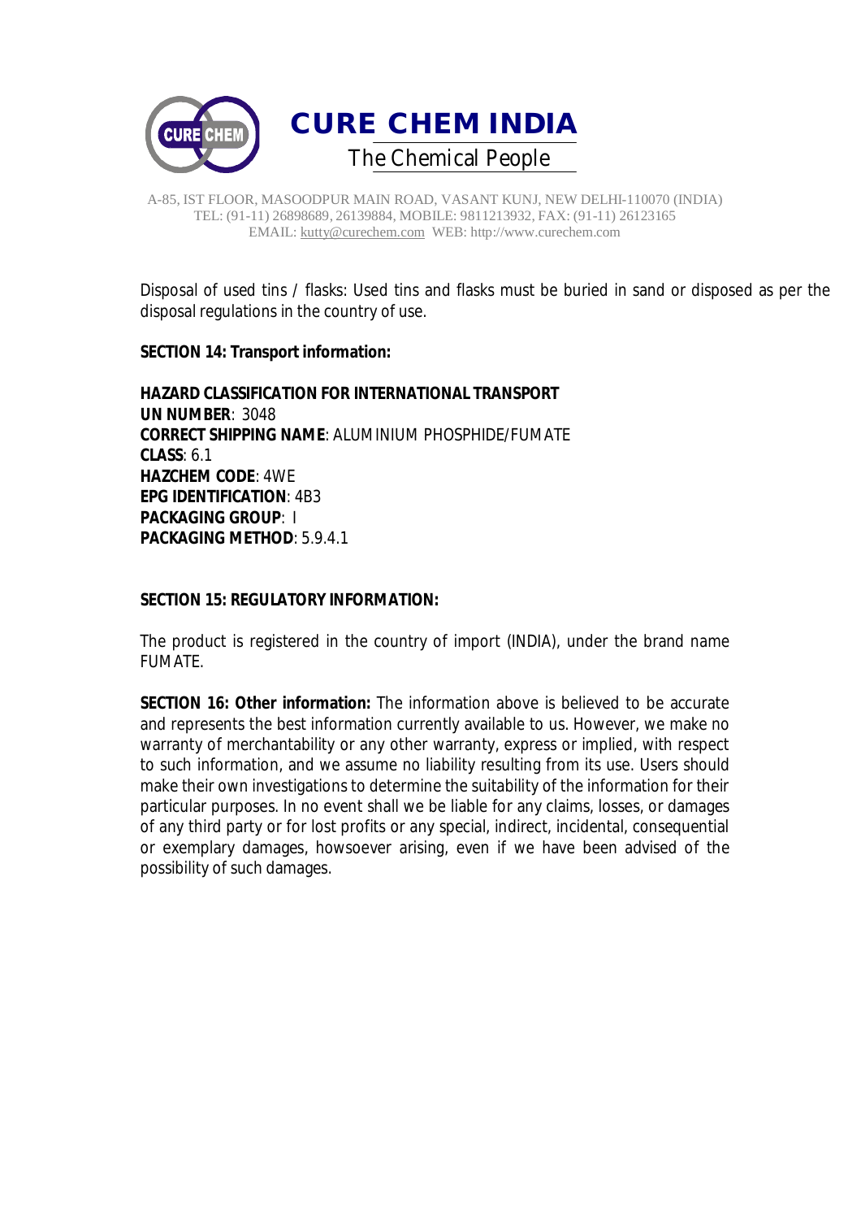Disposal of used tins / flasks: Used tins and flasks must be buried in sand or disposed as per the disposal regulations in the country of use.

**SECTION 14: Transport information:**

**HAZARD CLASSIFICATION FOR INTERNATIONAL TRANSPORT**
**UN NUMBER**: 3048
**CORRECT SHIPPING NAME**: ALUMINIUM PHOSPHIDE/FUMATE
**CLASS**: 6.1
**HAZCHEM CODE**: 4WE
**EPG IDENTIFICATION**: 4B3
**PACKAGING GROUP**: I
**PACKAGING METHOD**: 5.9.4.1

**SECTION 15: REGULATORY INFORMATION:**

The product is registered in the country of import (INDIA), under the brand name FUMATE.

**SECTION 16: Other information:** The information above is believed to be accurate and represents the best information currently available to us. However, we make no warranty of merchantability or any other warranty, express or implied, with respect to such information, and we assume no liability resulting from its use. Users should make their own investigations to determine the suitability of the information for their particular purposes. In no event shall we be liable for any claims, losses, or damages of any third party or for lost profits or any special, indirect, incidental, consequential or exemplary damages, howsoever arising, even if we have been advised of the possibility of such damages.